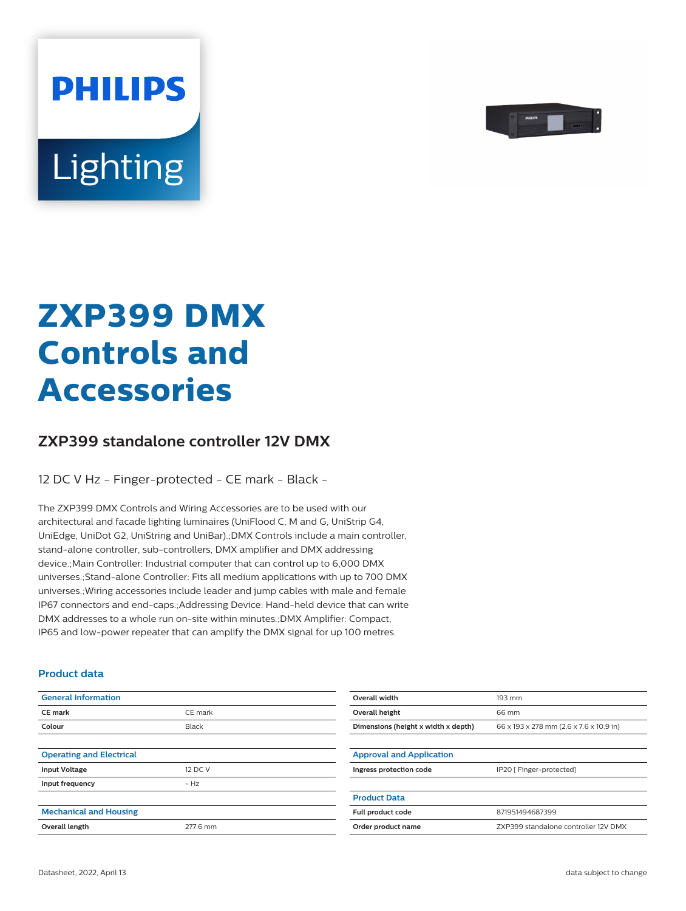PHILIPS

Lighting

# ZXP399 DMX Controls and Accessories

## ZXP399 standalone controller 12V DMX

12 DC V Hz - Finger-protected - CE mark - Black -

The ZXP399 DMX Controls and Wiring Accessories are to be used with our architectural and facade lighting luminaires (UniFlood C, M and G, UniStrip G4, UniEdge, UniDot G2, UniString and UniBar).;DMX Controls include a main controller, stand-alone controller, sub-controllers, DMX amplifier and DMX addressing device.;Main Controller: Industrial computer that can control up to 6,000 DMX universes.;Stand-alone Controller: Fits all medium applications with up to 700 DMX universes.;Wiring accessories include leader and jump cables with male and female IP67 connectors and end-caps.;Addressing Device: Hand-held device that can write DMX addresses to a whole run on-site within minutes.;DMX Amplifier: Compact, IP65 and low-power repeater that can amplify the DMX signal for up 100 metres.

### Product data

| General Information | |
|---|---|
| CE mark | CE mark |
| Colour | Black |

| Operating and Electrical | |
|---|---|
| Input Voltage | 12 DC V |
| Input frequency | - Hz |

| Mechanical and Housing | |
|---|---|
| Overall length | 277.6 mm |
| Overall width | 193 mm |
| Overall height | 66 mm |
| Dimensions (height x width x depth) | 66 x 193 x 278 mm (2.6 x 7.6 x 10.9 in) |

| Approval and Application | |
|---|---|
| Ingress protection code | IP20 [ Finger-protected] |

| Product Data | |
|---|---|
| Full product code | 871951494687399 |
| Order product name | ZXP399 standalone controller 12V DMX |

Datasheet, 2022, April 13

data subject to change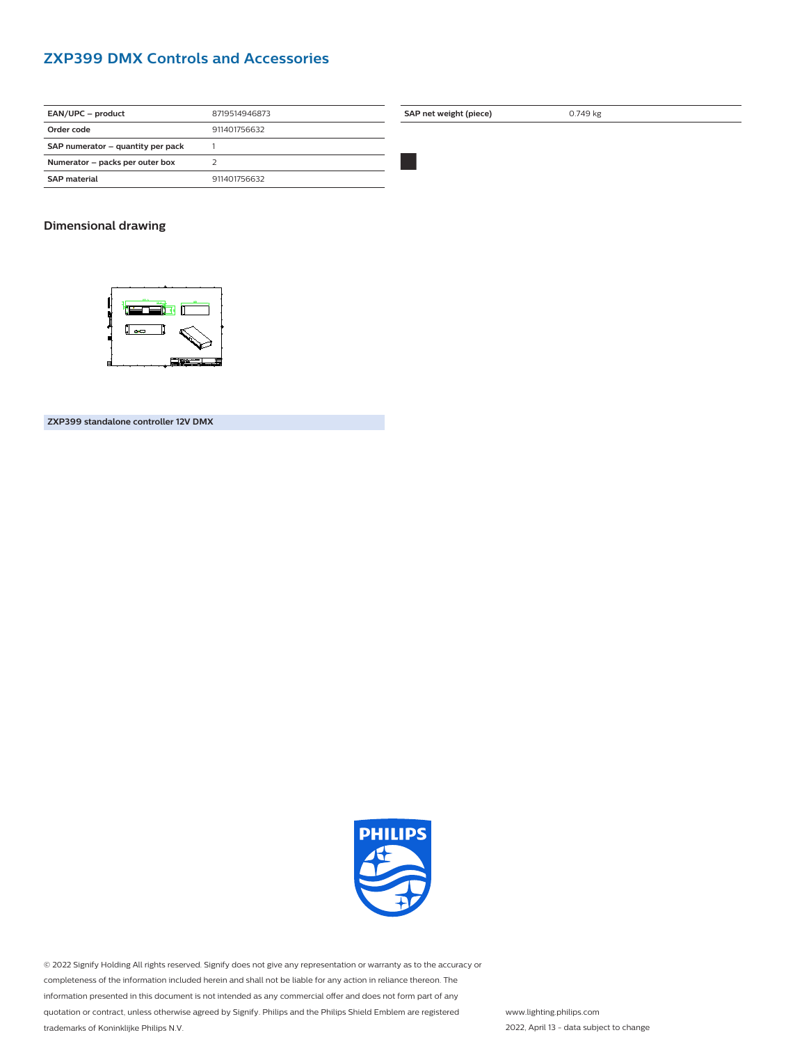## ZXP399 DMX Controls and Accessories

| | |
|---|---|
| **EAN/UPC – product** | 8719514946873 |
| **Order code** | 911401756632 |
| **SAP numerator – quantity per pack** | 1 |
| **Numerator – packs per outer box** | 2 |
| **SAP material** | 911401756632 |
| **SAP net weight (piece)** | 0.749 kg |

### Dimensional drawing

**ZXP399 standalone controller 12V DMX**

© 2022 Signify Holding All rights reserved. Signify does not give any representation or warranty as to the accuracy or completeness of the information included herein and shall not be liable for any action in reliance thereon. The information presented in this document is not intended as any commercial offer and does not form part of any quotation or contract, unless otherwise agreed by Signify. Philips and the Philips Shield Emblem are registered trademarks of Koninklijke Philips N.V.

www.lighting.philips.com

2022, April 13 - data subject to change